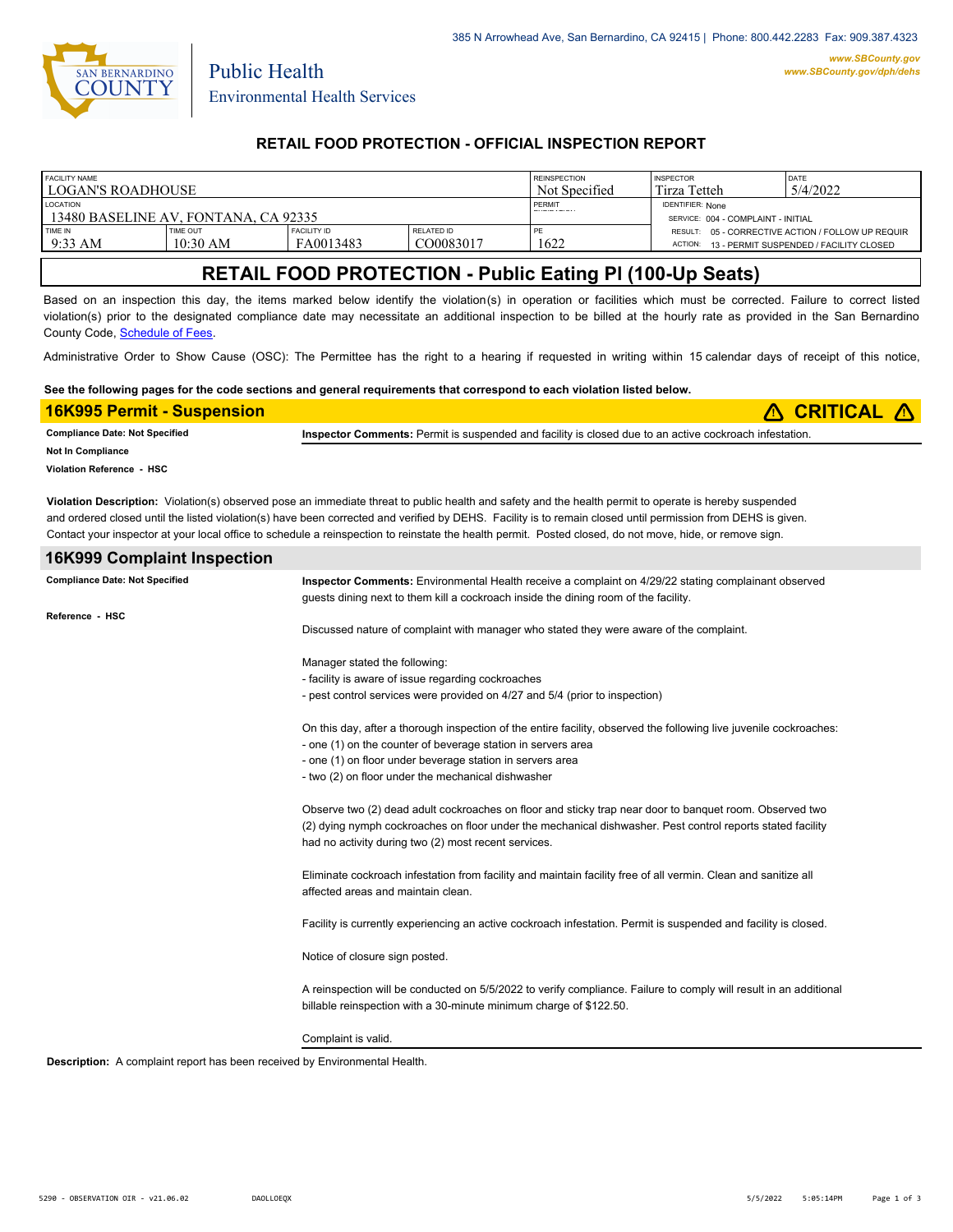385 N Arrowhead Ave, San Bernardino, CA 92415 | Phone: 800.442.2283 Fax: 909.387.4323

www.SBCounty.gov
www.SBCounty.gov/dph/dehs

SAN BERNARDINO COUNTY

Public Health
Environmental Health Services

## RETAIL FOOD PROTECTION - OFFICIAL INSPECTION REPORT

| FACILITY NAME | | | | REINSPECTION | INSPECTOR | DATE |
|---|---|---|---|---|---|---|
| LOGAN'S ROADHOUSE | | | | Not Specified | Tirza Tetteh | 5/4/2022 |
| LOCATION | | | | PERMIT | IDENTIFIER: None | |
| 13480 BASELINE AV, FONTANA, CA 92335 | | | | | SERVICE: 004 - COMPLAINT - INITIAL | |
| TIME IN | TIME OUT | FACILITY ID | RELATED ID | PE | RESULT: 05 - CORRECTIVE ACTION / FOLLOW UP REQUIR | |
| 9:33 AM | 10:30 AM | FA0013483 | CO0083017 | 1622 | ACTION: 13 - PERMIT SUSPENDED / FACILITY CLOSED | |

# RETAIL FOOD PROTECTION - Public Eating Pl (100-Up Seats)

Based on an inspection this day, the items marked below identify the violation(s) in operation or facilities which must be corrected. Failure to correct listed violation(s) prior to the designated compliance date may necessitate an additional inspection to be billed at the hourly rate as provided in the San Bernardino County Code, Schedule of Fees.

Administrative Order to Show Cause (OSC): The Permittee has the right to a hearing if requested in writing within 15 calendar days of receipt of this notice,

**See the following pages for the code sections and general requirements that correspond to each violation listed below.**

## 16K995 Permit - Suspension ⚠ CRITICAL ⚠

**Compliance Date: Not Specified**

**Not In Compliance**

**Violation Reference - HSC**

**Inspector Comments:** Permit is suspended and facility is closed due to an active cockroach infestation.

**Violation Description:** Violation(s) observed pose an immediate threat to public health and safety and the health permit to operate is hereby suspended and ordered closed until the listed violation(s) have been corrected and verified by DEHS. Facility is to remain closed until permission from DEHS is given. Contact your inspector at your local office to schedule a reinspection to reinstate the health permit. Posted closed, do not move, hide, or remove sign.

## 16K999 Complaint Inspection

**Compliance Date: Not Specified**

**Reference - HSC**

**Inspector Comments:** Environmental Health receive a complaint on 4/29/22 stating complainant observed guests dining next to them kill a cockroach inside the dining room of the facility.

Discussed nature of complaint with manager who stated they were aware of the complaint.

Manager stated the following:
- facility is aware of issue regarding cockroaches
- pest control services were provided on 4/27 and 5/4 (prior to inspection)

On this day, after a thorough inspection of the entire facility, observed the following live juvenile cockroaches:
- one (1) on the counter of beverage station in servers area
- one (1) on floor under beverage station in servers area
- two (2) on floor under the mechanical dishwasher

Observe two (2) dead adult cockroaches on floor and sticky trap near door to banquet room. Observed two (2) dying nymph cockroaches on floor under the mechanical dishwasher. Pest control reports stated facility had no activity during two (2) most recent services.

Eliminate cockroach infestation from facility and maintain facility free of all vermin. Clean and sanitize all affected areas and maintain clean.

Facility is currently experiencing an active cockroach infestation. Permit is suspended and facility is closed.

Notice of closure sign posted.

A reinspection will be conducted on 5/5/2022 to verify compliance. Failure to comply will result in an additional billable reinspection with a 30-minute minimum charge of $122.50.

Complaint is valid.

**Description:** A complaint report has been received by Environmental Health.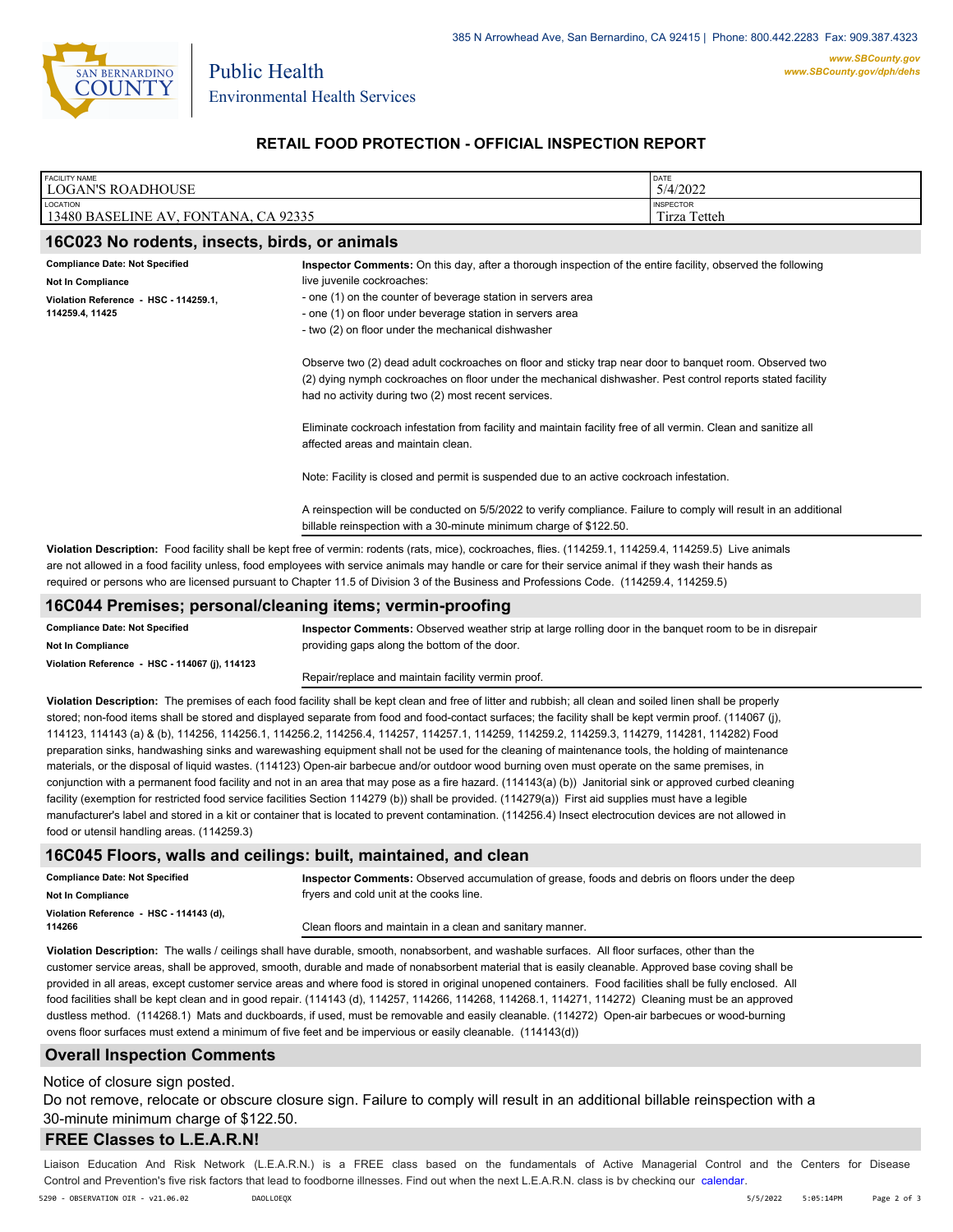385 N Arrowhead Ave, San Bernardino, CA 92415 | Phone: 800.442.2283 Fax: 909.387.4323

www.SBCounty.gov
www.SBCounty.gov/dph/dehs

Public Health
Environmental Health Services

## RETAIL FOOD PROTECTION - OFFICIAL INSPECTION REPORT

| FACILITY NAME | DATE |
|---|---|
| LOGAN'S ROADHOUSE | 5/4/2022 |
| **LOCATION** | **INSPECTOR** |
| 13480 BASELINE AV, FONTANA, CA 92335 | Tirza Tetteh |

### 16C023 No rodents, insects, birds, or animals

**Compliance Date: Not Specified**
**Not In Compliance**
**Violation Reference - HSC - 114259.1, 114259.4, 11425**

**Inspector Comments:** On this day, after a thorough inspection of the entire facility, observed the following live juvenile cockroaches:
- one (1) on the counter of beverage station in servers area
- one (1) on floor under beverage station in servers area
- two (2) on floor under the mechanical dishwasher

Observe two (2) dead adult cockroaches on floor and sticky trap near door to banquet room. Observed two (2) dying nymph cockroaches on floor under the mechanical dishwasher. Pest control reports stated facility had no activity during two (2) most recent services.

Eliminate cockroach infestation from facility and maintain facility free of all vermin. Clean and sanitize all affected areas and maintain clean.

Note: Facility is closed and permit is suspended due to an active cockroach infestation.

A reinspection will be conducted on 5/5/2022 to verify compliance. Failure to comply will result in an additional billable reinspection with a 30-minute minimum charge of $122.50.

**Violation Description:** Food facility shall be kept free of vermin: rodents (rats, mice), cockroaches, flies. (114259.1, 114259.4, 114259.5) Live animals are not allowed in a food facility unless, food employees with service animals may handle or care for their service animal if they wash their hands as required or persons who are licensed pursuant to Chapter 11.5 of Division 3 of the Business and Professions Code. (114259.4, 114259.5)

### 16C044 Premises; personal/cleaning items; vermin-proofing

**Compliance Date: Not Specified**
**Not In Compliance**
**Violation Reference - HSC - 114067 (j), 114123**

**Inspector Comments:** Observed weather strip at large rolling door in the banquet room to be in disrepair providing gaps along the bottom of the door.

Repair/replace and maintain facility vermin proof.

**Violation Description:** The premises of each food facility shall be kept clean and free of litter and rubbish; all clean and soiled linen shall be properly stored; non-food items shall be stored and displayed separate from food and food-contact surfaces; the facility shall be kept vermin proof. (114067 (j), 114123, 114143 (a) & (b), 114256, 114256.1, 114256.2, 114256.4, 114257, 114257.1, 114259, 114259.2, 114259.3, 114279, 114281, 114282) Food preparation sinks, handwashing sinks and warewashing equipment shall not be used for the cleaning of maintenance tools, the holding of maintenance materials, or the disposal of liquid wastes. (114123) Open-air barbecue and/or outdoor wood burning oven must operate on the same premises, in conjunction with a permanent food facility and not in an area that may pose as a fire hazard. (114143(a) (b)) Janitorial sink or approved curbed cleaning facility (exemption for restricted food service facilities Section 114279 (b)) shall be provided. (114279(a)) First aid supplies must have a legible manufacturer's label and stored in a kit or container that is located to prevent contamination. (114256.4) Insect electrocution devices are not allowed in food or utensil handling areas. (114259.3)

### 16C045 Floors, walls and ceilings: built, maintained, and clean

**Compliance Date: Not Specified**
**Not In Compliance**
**Violation Reference - HSC - 114143 (d), 114266**

**Inspector Comments:** Observed accumulation of grease, foods and debris on floors under the deep fryers and cold unit at the cooks line.

Clean floors and maintain in a clean and sanitary manner.

**Violation Description:** The walls / ceilings shall have durable, smooth, nonabsorbent, and washable surfaces. All floor surfaces, other than the customer service areas, shall be approved, smooth, durable and made of nonabsorbent material that is easily cleanable. Approved base coving shall be provided in all areas, except customer service areas and where food is stored in original unopened containers. Food facilities shall be fully enclosed. All food facilities shall be kept clean and in good repair. (114143 (d), 114257, 114266, 114268, 114268.1, 114271, 114272) Cleaning must be an approved dustless method. (114268.1) Mats and duckboards, if used, must be removable and easily cleanable. (114272) Open-air barbecues or wood-burning ovens floor surfaces must extend a minimum of five feet and be impervious or easily cleanable. (114143(d))

### Overall Inspection Comments

Notice of closure sign posted.
Do not remove, relocate or obscure closure sign. Failure to comply will result in an additional billable reinspection with a 30-minute minimum charge of $122.50.

### FREE Classes to L.E.A.R.N!

Liaison Education And Risk Network (L.E.A.R.N.) is a FREE class based on the fundamentals of Active Managerial Control and the Centers for Disease Control and Prevention's five risk factors that lead to foodborne illnesses. Find out when the next L.E.A.R.N. class is by checking our calendar.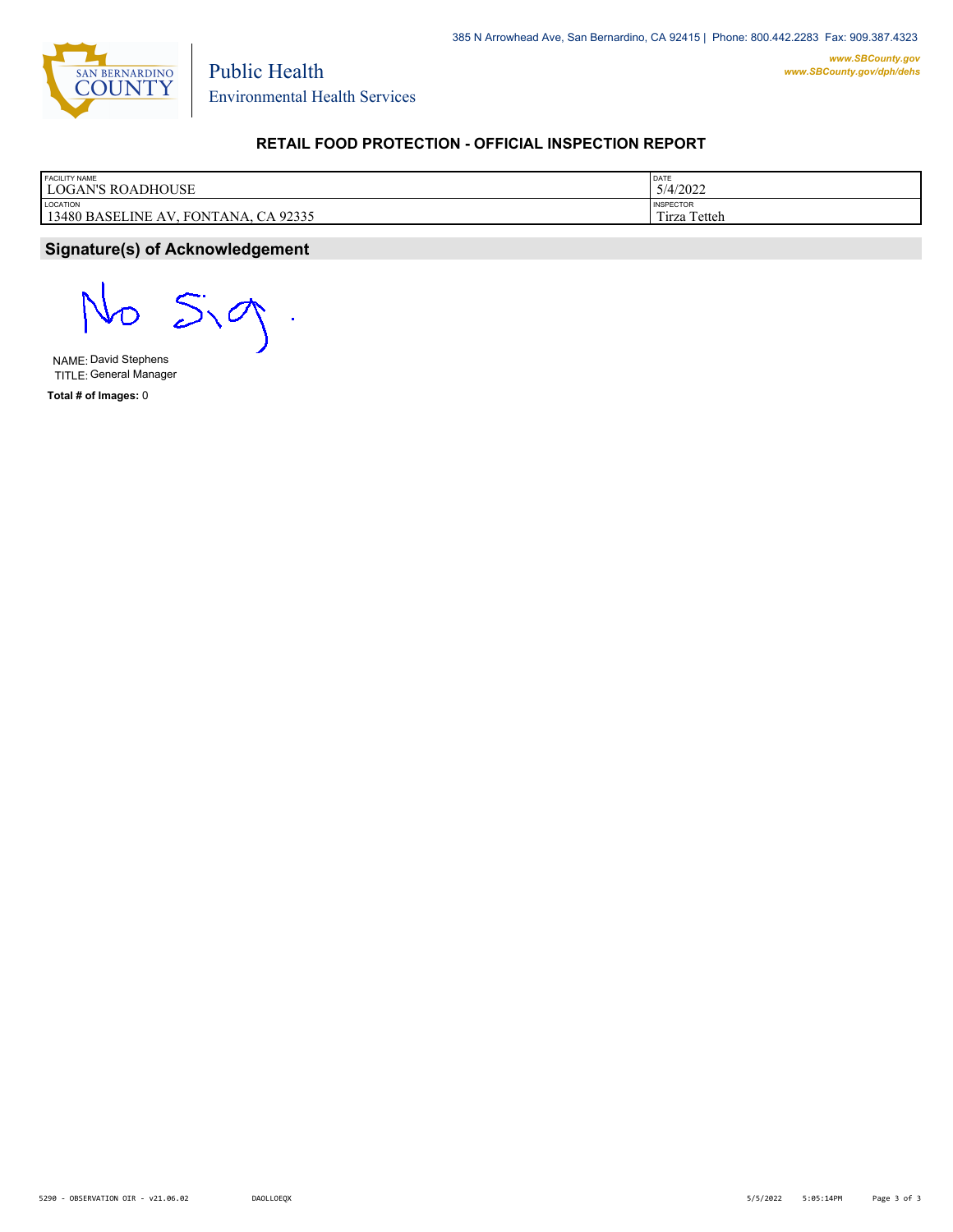385 N Arrowhead Ave, San Bernardino, CA 92415 | Phone: 800.442.2283 Fax: 909.387.4323

*www.SBCounty.gov*
*www.SBCounty.gov/dph/dehs*

SAN BERNARDINO COUNTY

Public Health
Environmental Health Services

## RETAIL FOOD PROTECTION - OFFICIAL INSPECTION REPORT

| FACILITY NAME | DATE |
|---|---|
| LOGAN'S ROADHOUSE | 5/4/2022 |
| **LOCATION** | **INSPECTOR** |
| 13480 BASELINE AV, FONTANA, CA 92335 | Tirza Tetteh |

## Signature(s) of Acknowledgement

No Sig.

NAME: David Stephens
TITLE: General Manager

**Total # of Images:** 0

5290 - OBSERVATION OIR - v21.06.02 DAOLLOEQX 5/5/2022 5:05:14PM